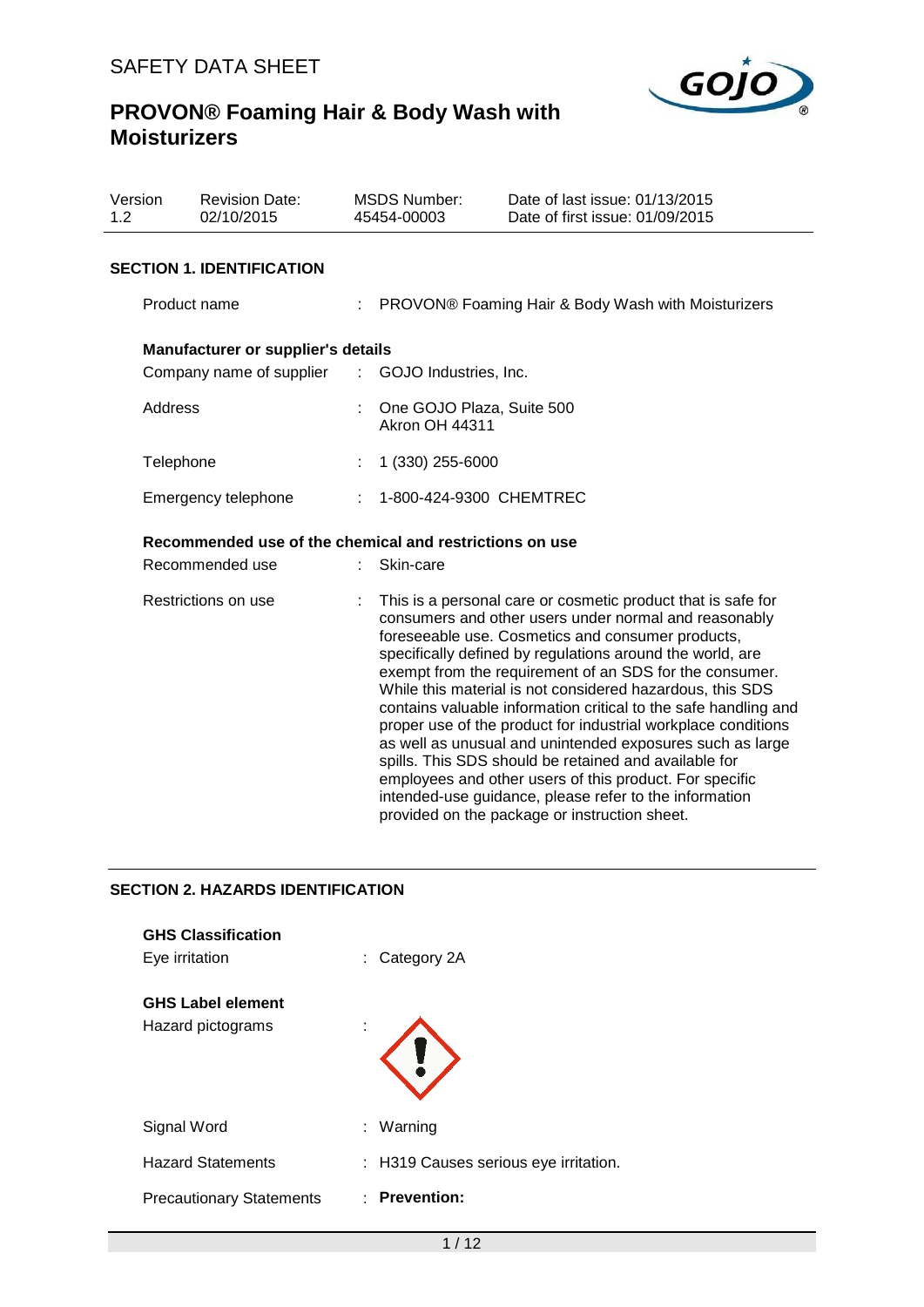SAFETY DATA SHEET

# PROVON® Foaming Hair & Body Wash with Moisturizers

| Version | Revision Date: | MSDS Number: | Date of last issue: 01/13/2015 |
|---|---|---|---|
| 1.2 | 02/10/2015 | 45454-00003 | Date of first issue: 01/09/2015 |

## SECTION 1. IDENTIFICATION

Product name : PROVON® Foaming Hair & Body Wash with Moisturizers

**Manufacturer or supplier's details**

Company name of supplier : GOJO Industries, Inc.

Address : One GOJO Plaza, Suite 500
Akron OH 44311

Telephone : 1 (330) 255-6000

Emergency telephone : 1-800-424-9300 CHEMTREC

**Recommended use of the chemical and restrictions on use**

Recommended use : Skin-care

Restrictions on use : This is a personal care or cosmetic product that is safe for consumers and other users under normal and reasonably foreseeable use. Cosmetics and consumer products, specifically defined by regulations around the world, are exempt from the requirement of an SDS for the consumer. While this material is not considered hazardous, this SDS contains valuable information critical to the safe handling and proper use of the product for industrial workplace conditions as well as unusual and unintended exposures such as large spills. This SDS should be retained and available for employees and other users of this product. For specific intended-use guidance, please refer to the information provided on the package or instruction sheet.

## SECTION 2. HAZARDS IDENTIFICATION

**GHS Classification**

Eye irritation : Category 2A

**GHS Label element**

Hazard pictograms :

Signal Word : Warning

Hazard Statements : H319 Causes serious eye irritation.

Precautionary Statements : **Prevention:**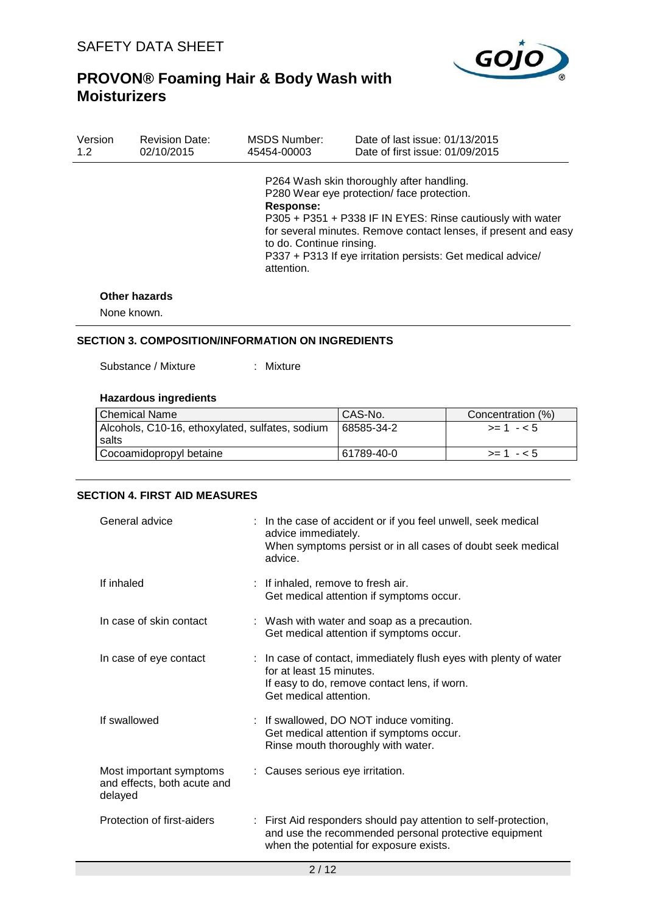P264 Wash skin thoroughly after handling.
P280 Wear eye protection/ face protection.

**Response:**

P305 + P351 + P338 IF IN EYES: Rinse cautiously with water for several minutes. Remove contact lenses, if present and easy to do. Continue rinsing.
P337 + P313 If eye irritation persists: Get medical advice/ attention.

**Other hazards**

None known.

## SECTION 3. COMPOSITION/INFORMATION ON INGREDIENTS

Substance / Mixture : Mixture

**Hazardous ingredients**

| Chemical Name | CAS-No. | Concentration (%) |
|---|---|---|
| Alcohols, C10-16, ethoxylated, sulfates, sodium salts | 68585-34-2 | >= 1 - < 5 |
| Cocoamidopropyl betaine | 61789-40-0 | >= 1 - < 5 |

## SECTION 4. FIRST AID MEASURES

General advice : In the case of accident or if you feel unwell, seek medical advice immediately.
When symptoms persist or in all cases of doubt seek medical advice.

If inhaled : If inhaled, remove to fresh air.
Get medical attention if symptoms occur.

In case of skin contact : Wash with water and soap as a precaution.
Get medical attention if symptoms occur.

In case of eye contact : In case of contact, immediately flush eyes with plenty of water for at least 15 minutes.
If easy to do, remove contact lens, if worn.
Get medical attention.

If swallowed : If swallowed, DO NOT induce vomiting.
Get medical attention if symptoms occur.
Rinse mouth thoroughly with water.

Most important symptoms and effects, both acute and delayed : Causes serious eye irritation.

Protection of first-aiders : First Aid responders should pay attention to self-protection, and use the recommended personal protective equipment when the potential for exposure exists.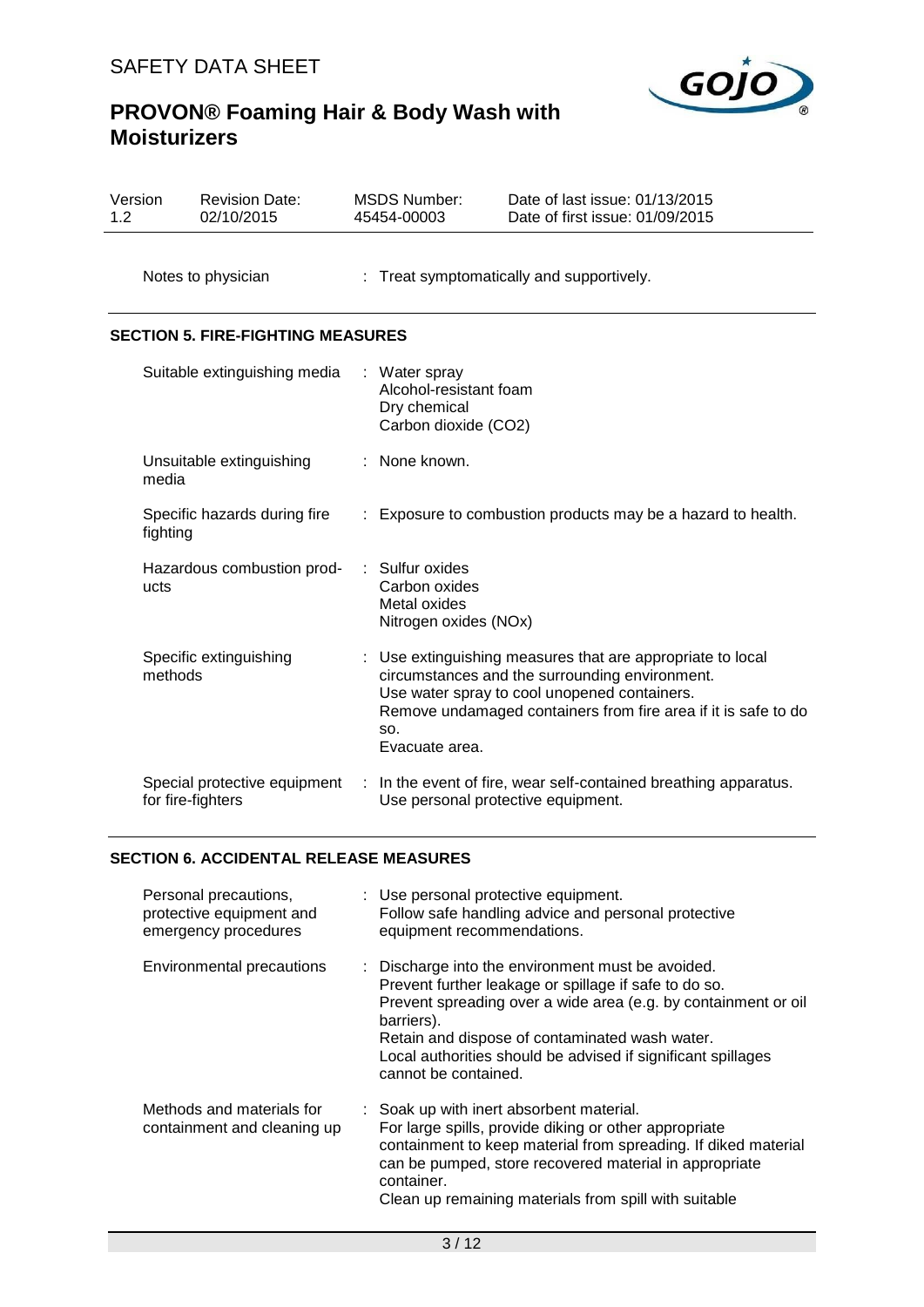Notes to physician : Treat symptomatically and supportively.

## SECTION 5. FIRE-FIGHTING MEASURES

| | |
|---|---|
| Suitable extinguishing media | : Water spray<br>Alcohol-resistant foam<br>Dry chemical<br>Carbon dioxide ($CO_2$) |
| Unsuitable extinguishing media | : None known. |
| Specific hazards during fire fighting | : Exposure to combustion products may be a hazard to health. |
| Hazardous combustion products | : Sulfur oxides<br>Carbon oxides<br>Metal oxides<br>Nitrogen oxides (NOx) |
| Specific extinguishing methods | : Use extinguishing measures that are appropriate to local circumstances and the surrounding environment.<br>Use water spray to cool unopened containers.<br>Remove undamaged containers from fire area if it is safe to do so.<br>Evacuate area. |
| Special protective equipment for fire-fighters | : In the event of fire, wear self-contained breathing apparatus.<br>Use personal protective equipment. |

## SECTION 6. ACCIDENTAL RELEASE MEASURES

| | |
|---|---|
| Personal precautions, protective equipment and emergency procedures | : Use personal protective equipment.<br>Follow safe handling advice and personal protective equipment recommendations. |
| Environmental precautions | : Discharge into the environment must be avoided.<br>Prevent further leakage or spillage if safe to do so.<br>Prevent spreading over a wide area (e.g. by containment or oil barriers).<br>Retain and dispose of contaminated wash water.<br>Local authorities should be advised if significant spillages cannot be contained. |
| Methods and materials for containment and cleaning up | : Soak up with inert absorbent material.<br>For large spills, provide diking or other appropriate containment to keep material from spreading. If diked material can be pumped, store recovered material in appropriate container.<br>Clean up remaining materials from spill with suitable |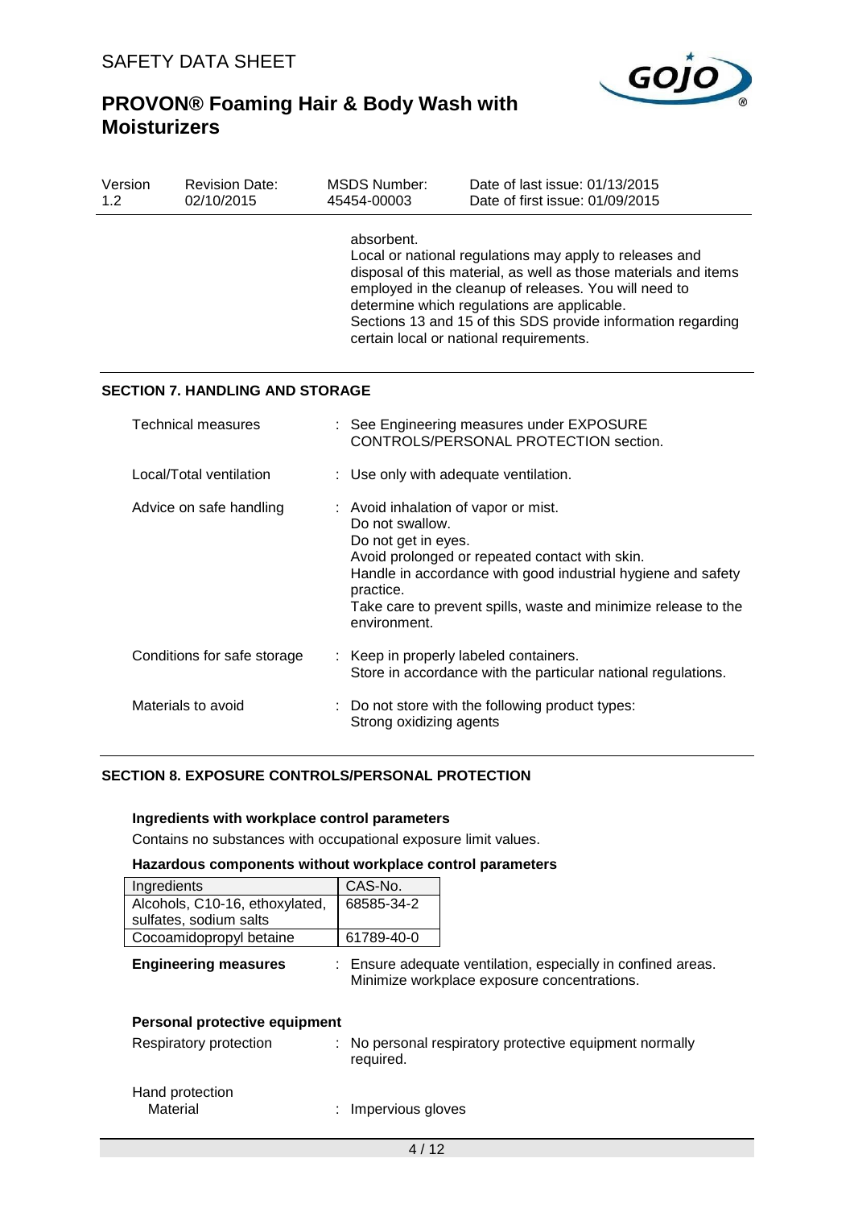absorbent.
Local or national regulations may apply to releases and disposal of this material, as well as those materials and items employed in the cleanup of releases. You will need to determine which regulations are applicable.
Sections 13 and 15 of this SDS provide information regarding certain local or national requirements.

## SECTION 7. HANDLING AND STORAGE

Technical measures : See Engineering measures under EXPOSURE CONTROLS/PERSONAL PROTECTION section.

Local/Total ventilation : Use only with adequate ventilation.

Advice on safe handling : Avoid inhalation of vapor or mist.
Do not swallow.
Do not get in eyes.
Avoid prolonged or repeated contact with skin.
Handle in accordance with good industrial hygiene and safety practice.
Take care to prevent spills, waste and minimize release to the environment.

Conditions for safe storage : Keep in properly labeled containers.
Store in accordance with the particular national regulations.

Materials to avoid : Do not store with the following product types:
Strong oxidizing agents

## SECTION 8. EXPOSURE CONTROLS/PERSONAL PROTECTION

**Ingredients with workplace control parameters**

Contains no substances with occupational exposure limit values.

**Hazardous components without workplace control parameters**

| Ingredients | CAS-No. |
|---|---|
| Alcohols, C10-16, ethoxylated, sulfates, sodium salts | 68585-34-2 |
| Cocoamidopropyl betaine | 61789-40-0 |

**Engineering measures** : Ensure adequate ventilation, especially in confined areas.
Minimize workplace exposure concentrations.

**Personal protective equipment**

Respiratory protection : No personal respiratory protective equipment normally required.

Hand protection
Material : Impervious gloves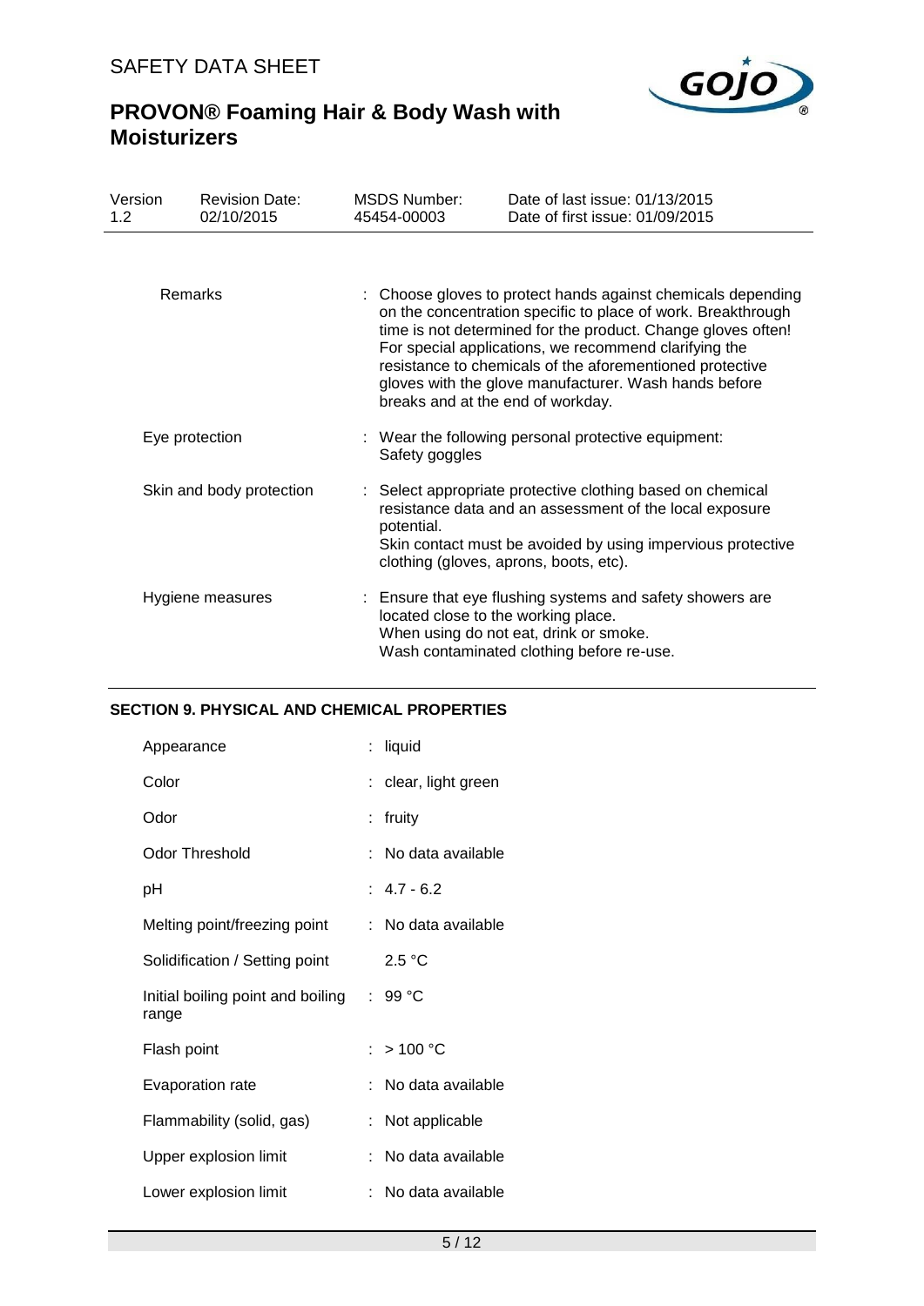| | |
|---|---|
| Remarks | : Choose gloves to protect hands against chemicals depending on the concentration specific to place of work. Breakthrough time is not determined for the product. Change gloves often! For special applications, we recommend clarifying the resistance to chemicals of the aforementioned protective gloves with the glove manufacturer. Wash hands before breaks and at the end of workday. |
| Eye protection | : Wear the following personal protective equipment: Safety goggles |
| Skin and body protection | : Select appropriate protective clothing based on chemical resistance data and an assessment of the local exposure potential. Skin contact must be avoided by using impervious protective clothing (gloves, aprons, boots, etc). |
| Hygiene measures | : Ensure that eye flushing systems and safety showers are located close to the working place. When using do not eat, drink or smoke. Wash contaminated clothing before re-use. |

## SECTION 9. PHYSICAL AND CHEMICAL PROPERTIES

| | |
|---|---|
| Appearance | : liquid |
| Color | : clear, light green |
| Odor | : fruity |
| Odor Threshold | : No data available |
| pH | : 4.7 - 6.2 |
| Melting point/freezing point | : No data available |
| Solidification / Setting point | 2.5 °C |
| Initial boiling point and boiling range | : 99 °C |
| Flash point | : > 100 °C |
| Evaporation rate | : No data available |
| Flammability (solid, gas) | : Not applicable |
| Upper explosion limit | : No data available |
| Lower explosion limit | : No data available |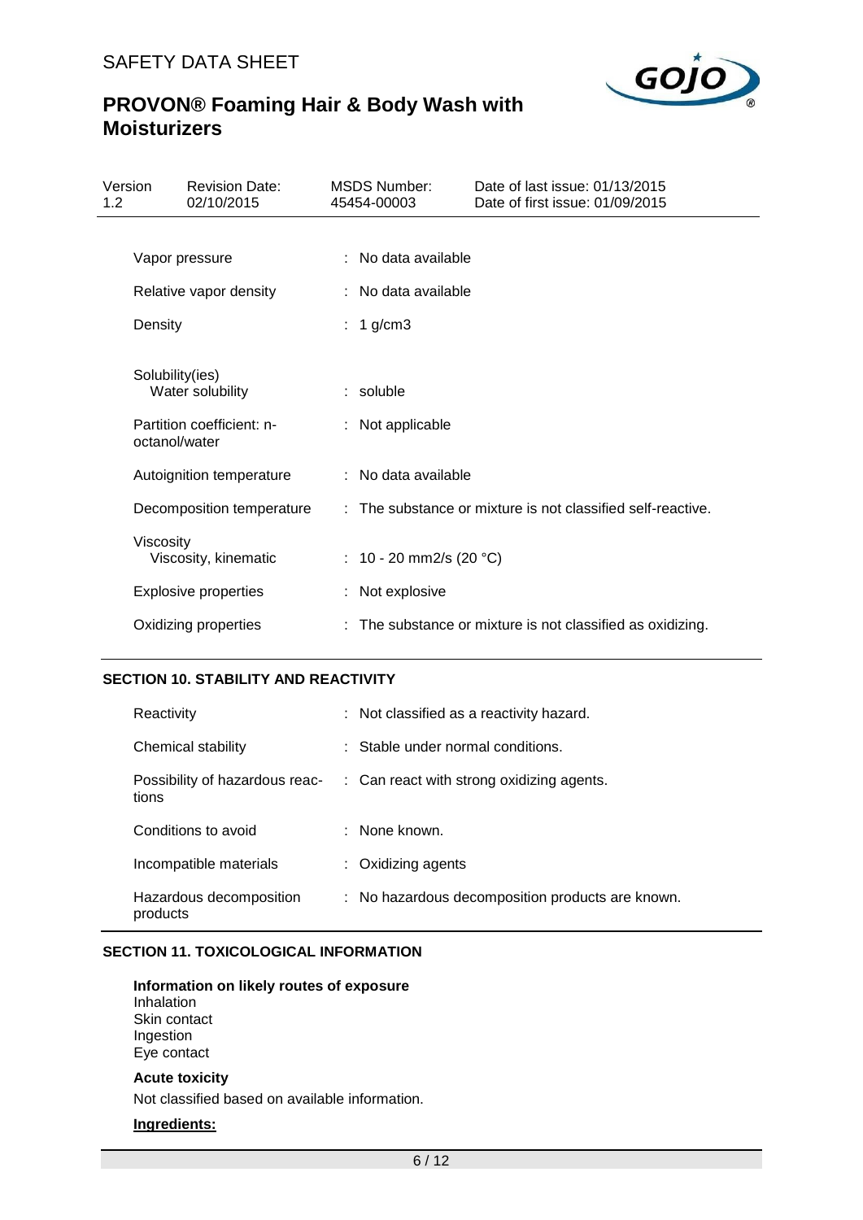| | |
|---|---|
| Vapor pressure | : No data available |
| Relative vapor density | : No data available |
| Density | : 1 g/cm3 |
| Solubility(ies) | |
| Water solubility | : soluble |
| Partition coefficient: n-octanol/water | : Not applicable |
| Autoignition temperature | : No data available |
| Decomposition temperature | : The substance or mixture is not classified self-reactive. |
| Viscosity | |
| Viscosity, kinematic | : 10 - 20 mm2/s (20 °C) |
| Explosive properties | : Not explosive |
| Oxidizing properties | : The substance or mixture is not classified as oxidizing. |

## SECTION 10. STABILITY AND REACTIVITY

| | |
|---|---|
| Reactivity | : Not classified as a reactivity hazard. |
| Chemical stability | : Stable under normal conditions. |
| Possibility of hazardous reactions | : Can react with strong oxidizing agents. |
| Conditions to avoid | : None known. |
| Incompatible materials | : Oxidizing agents |
| Hazardous decomposition products | : No hazardous decomposition products are known. |

## SECTION 11. TOXICOLOGICAL INFORMATION

**Information on likely routes of exposure**
Inhalation
Skin contact
Ingestion
Eye contact

**Acute toxicity**

Not classified based on available information.

**Ingredients:**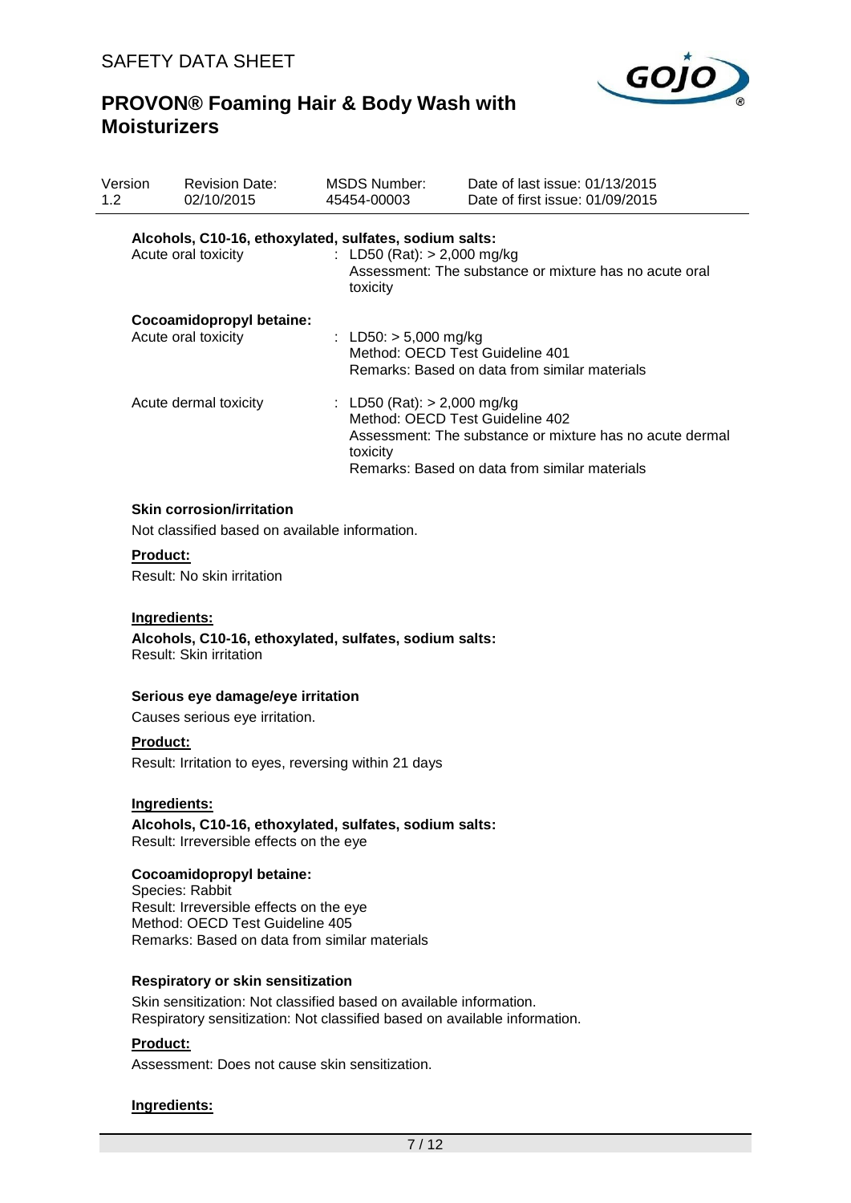**Alcohols, C10-16, ethoxylated, sulfates, sodium salts:**

Acute oral toxicity : LD50 (Rat): > 2,000 mg/kg
Assessment: The substance or mixture has no acute oral toxicity

**Cocoamidopropyl betaine:**

Acute oral toxicity : LD50: > 5,000 mg/kg
Method: OECD Test Guideline 401
Remarks: Based on data from similar materials

Acute dermal toxicity : LD50 (Rat): > 2,000 mg/kg
Method: OECD Test Guideline 402
Assessment: The substance or mixture has no acute dermal toxicity
Remarks: Based on data from similar materials

**Skin corrosion/irritation**

Not classified based on available information.

**Product:**

Result: No skin irritation

**Ingredients:**

**Alcohols, C10-16, ethoxylated, sulfates, sodium salts:**
Result: Skin irritation

**Serious eye damage/eye irritation**

Causes serious eye irritation.

**Product:**

Result: Irritation to eyes, reversing within 21 days

**Ingredients:**

**Alcohols, C10-16, ethoxylated, sulfates, sodium salts:**
Result: Irreversible effects on the eye

**Cocoamidopropyl betaine:**
Species: Rabbit
Result: Irreversible effects on the eye
Method: OECD Test Guideline 405
Remarks: Based on data from similar materials

**Respiratory or skin sensitization**

Skin sensitization: Not classified based on available information.
Respiratory sensitization: Not classified based on available information.

**Product:**

Assessment: Does not cause skin sensitization.

**Ingredients:**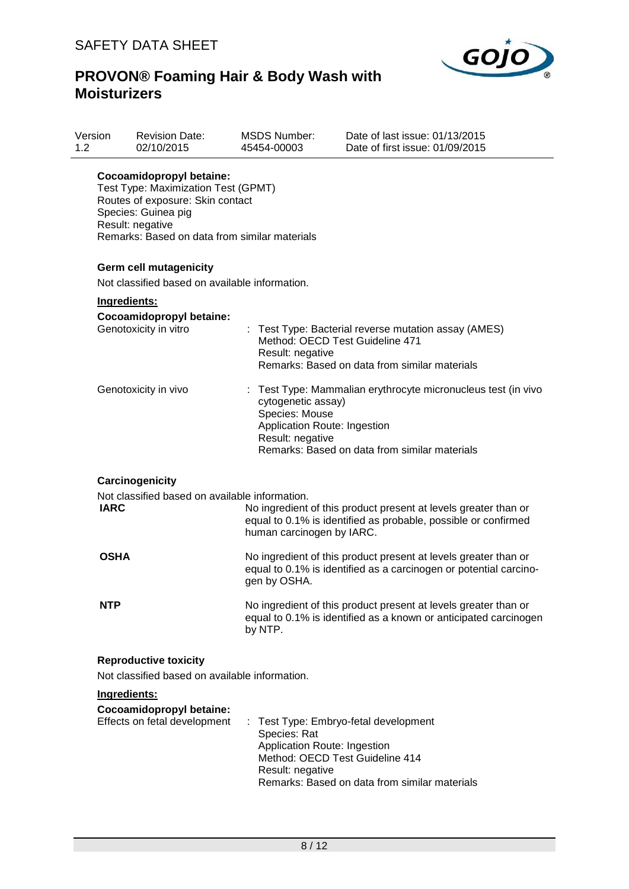**Cocoamidopropyl betaine:**

Test Type: Maximization Test (GPMT)
Routes of exposure: Skin contact
Species: Guinea pig
Result: negative
Remarks: Based on data from similar materials

### Germ cell mutagenicity

Not classified based on available information.

**Ingredients:**

**Cocoamidopropyl betaine:**

| | |
|---|---|
| Genotoxicity in vitro | : Test Type: Bacterial reverse mutation assay (AMES)<br>Method: OECD Test Guideline 471<br>Result: negative<br>Remarks: Based on data from similar materials |
| Genotoxicity in vivo | : Test Type: Mammalian erythrocyte micronucleus test (in vivo cytogenetic assay)<br>Species: Mouse<br>Application Route: Ingestion<br>Result: negative<br>Remarks: Based on data from similar materials |

### Carcinogenicity

Not classified based on available information.

| | |
|---|---|
| **IARC** | No ingredient of this product present at levels greater than or equal to 0.1% is identified as probable, possible or confirmed human carcinogen by IARC. |
| **OSHA** | No ingredient of this product present at levels greater than or equal to 0.1% is identified as a carcinogen or potential carcinogen by OSHA. |
| **NTP** | No ingredient of this product present at levels greater than or equal to 0.1% is identified as a known or anticipated carcinogen by NTP. |

### Reproductive toxicity

Not classified based on available information.

**Ingredients:**

**Cocoamidopropyl betaine:**

| | |
|---|---|
| Effects on fetal development | : Test Type: Embryo-fetal development<br>Species: Rat<br>Application Route: Ingestion<br>Method: OECD Test Guideline 414<br>Result: negative<br>Remarks: Based on data from similar materials |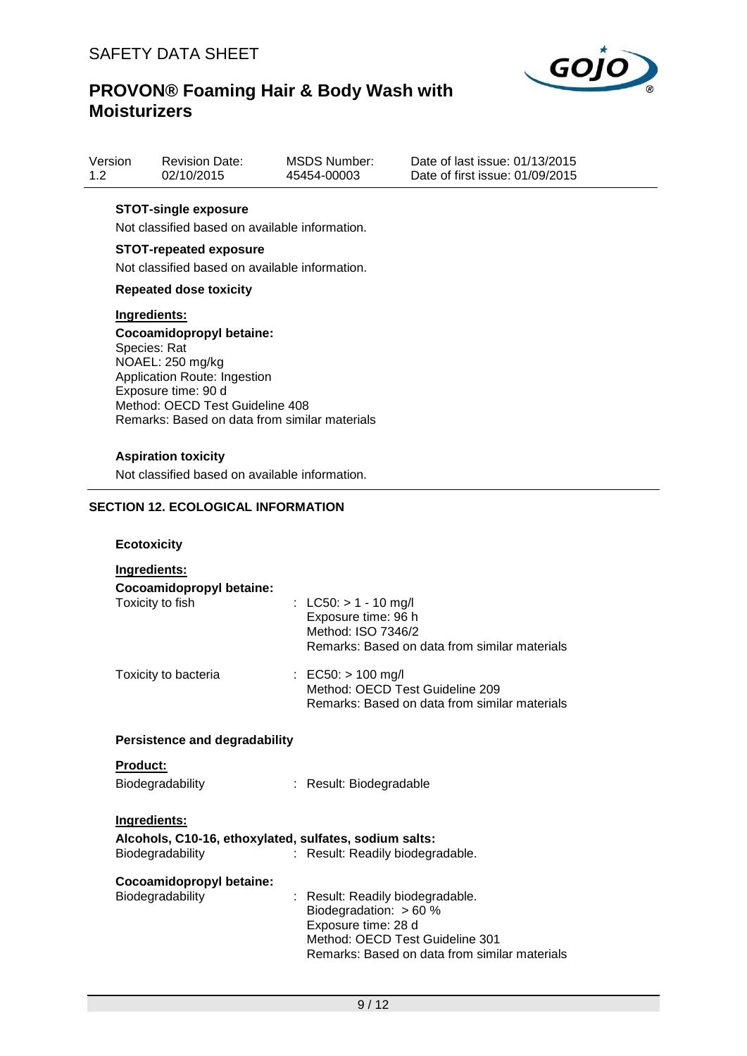**STOT-single exposure**

Not classified based on available information.

**STOT-repeated exposure**

Not classified based on available information.

**Repeated dose toxicity**

**Ingredients:**

**Cocoamidopropyl betaine:**
Species: Rat
NOAEL: 250 mg/kg
Application Route: Ingestion
Exposure time: 90 d
Method: OECD Test Guideline 408
Remarks: Based on data from similar materials

**Aspiration toxicity**

Not classified based on available information.

## SECTION 12. ECOLOGICAL INFORMATION

**Ecotoxicity**

**Ingredients:**

**Cocoamidopropyl betaine:**

Toxicity to fish : LC50: > 1 - 10 mg/l
Exposure time: 96 h
Method: ISO 7346/2
Remarks: Based on data from similar materials

Toxicity to bacteria : EC50: > 100 mg/l
Method: OECD Test Guideline 209
Remarks: Based on data from similar materials

**Persistence and degradability**

**Product:**

Biodegradability : Result: Biodegradable

**Ingredients:**

**Alcohols, C10-16, ethoxylated, sulfates, sodium salts:**

Biodegradability : Result: Readily biodegradable.

**Cocoamidopropyl betaine:**

Biodegradability : Result: Readily biodegradable.
Biodegradation: > 60 %
Exposure time: 28 d
Method: OECD Test Guideline 301
Remarks: Based on data from similar materials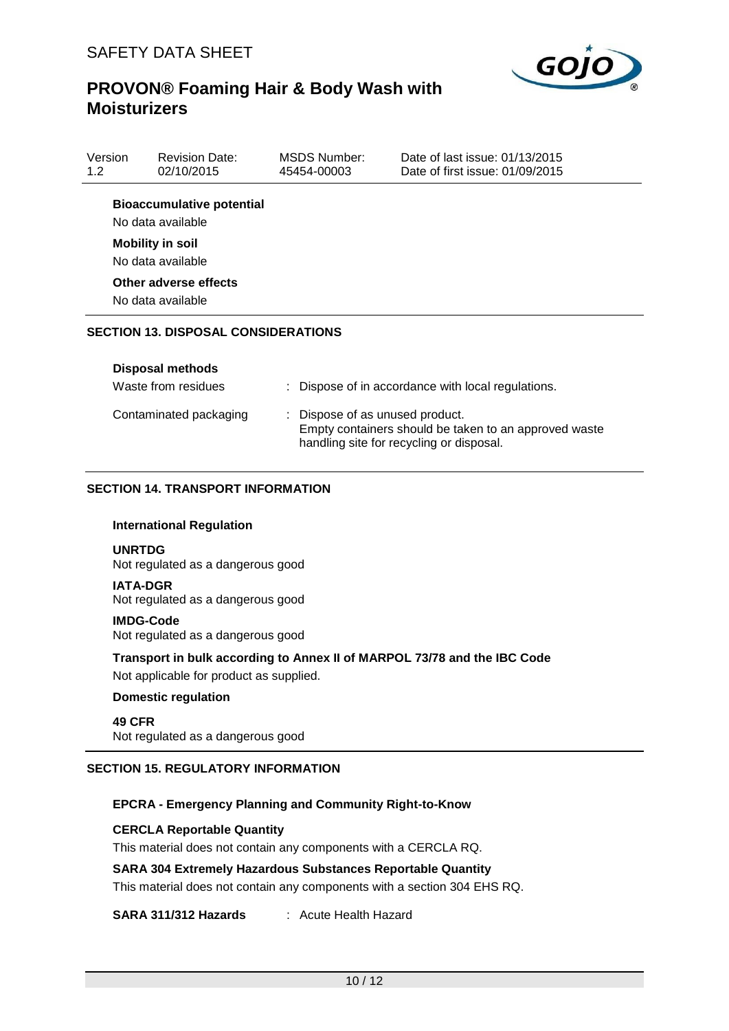**Bioaccumulative potential**

No data available

**Mobility in soil**

No data available

**Other adverse effects**

No data available

## SECTION 13. DISPOSAL CONSIDERATIONS

**Disposal methods**

| | |
|---|---|
| Waste from residues | : Dispose of in accordance with local regulations. |
| Contaminated packaging | : Dispose of as unused product. Empty containers should be taken to an approved waste handling site for recycling or disposal. |

## SECTION 14. TRANSPORT INFORMATION

**International Regulation**

**UNRTDG**

Not regulated as a dangerous good

**IATA-DGR**

Not regulated as a dangerous good

**IMDG-Code**

Not regulated as a dangerous good

**Transport in bulk according to Annex II of MARPOL 73/78 and the IBC Code**

Not applicable for product as supplied.

**Domestic regulation**

**49 CFR**

Not regulated as a dangerous good

## SECTION 15. REGULATORY INFORMATION

**EPCRA - Emergency Planning and Community Right-to-Know**

**CERCLA Reportable Quantity**

This material does not contain any components with a CERCLA RQ.

**SARA 304 Extremely Hazardous Substances Reportable Quantity**

This material does not contain any components with a section 304 EHS RQ.

**SARA 311/312 Hazards** : Acute Health Hazard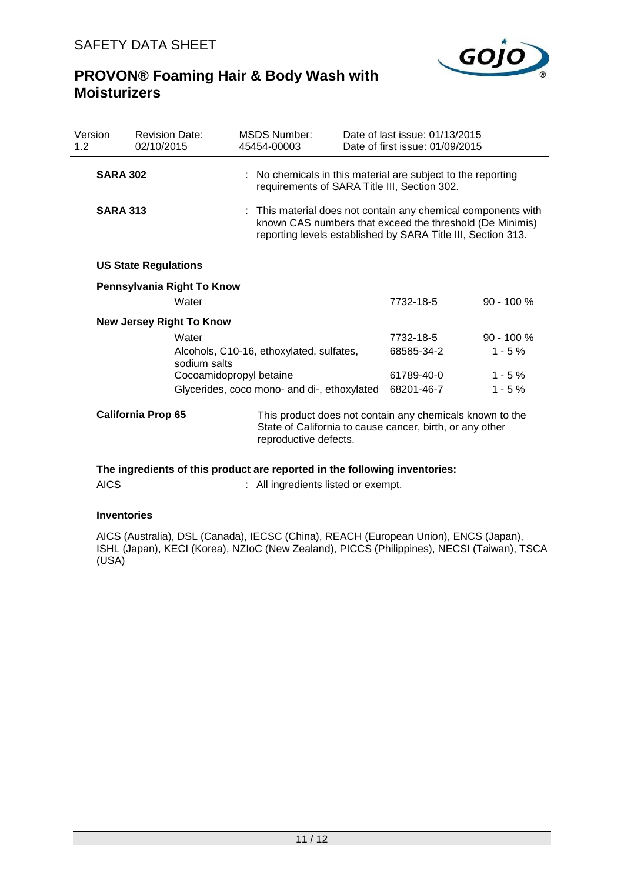| Version 1.2 | Revision Date: 02/10/2015 | MSDS Number: 45454-00003 | Date of last issue: 01/13/2015 Date of first issue: 01/09/2015 |
|---|---|---|---|

**SARA 302** : No chemicals in this material are subject to the reporting requirements of SARA Title III, Section 302.

**SARA 313** : This material does not contain any chemical components with known CAS numbers that exceed the threshold (De Minimis) reporting levels established by SARA Title III, Section 313.

**US State Regulations**

**Pennsylvania Right To Know**

| | | |
|---|---|---|
| Water | 7732-18-5 | 90 - 100 % |

**New Jersey Right To Know**

| | | |
|---|---|---|
| Water | 7732-18-5 | 90 - 100 % |
| Alcohols, C10-16, ethoxylated, sulfates, sodium salts | 68585-34-2 | 1 - 5 % |
| Cocoamidopropyl betaine | 61789-40-0 | 1 - 5 % |
| Glycerides, coco mono- and di-, ethoxylated | 68201-46-7 | 1 - 5 % |

**California Prop 65** This product does not contain any chemicals known to the State of California to cause cancer, birth, or any other reproductive defects.

**The ingredients of this product are reported in the following inventories:**

AICS : All ingredients listed or exempt.

**Inventories**

AICS (Australia), DSL (Canada), IECSC (China), REACH (European Union), ENCS (Japan), ISHL (Japan), KECI (Korea), NZIoC (New Zealand), PICCS (Philippines), NECSI (Taiwan), TSCA (USA)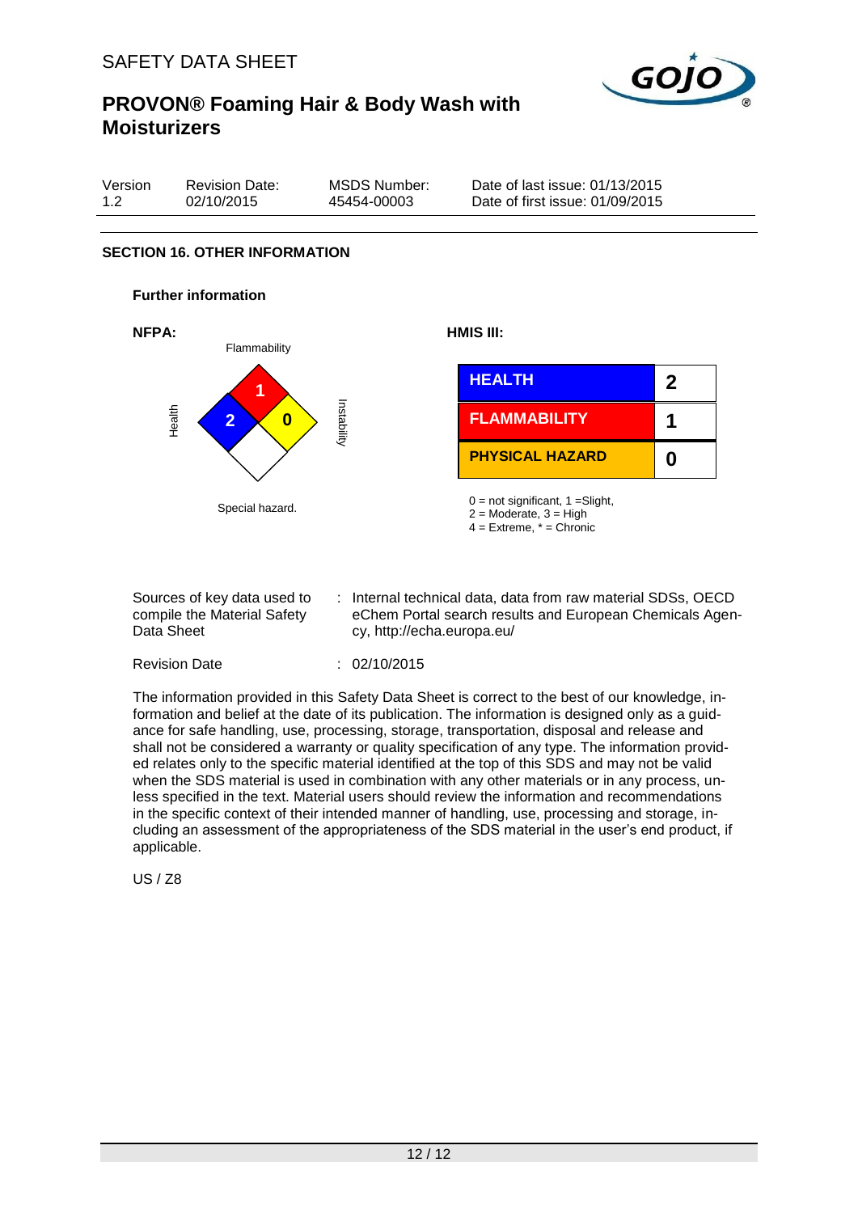## SECTION 16. OTHER INFORMATION

### Further information

**NFPA:**

Flammability

1

Health 2 0 Instability

Special hazard.

**HMIS III:**

| | |
|---|---|
| HEALTH | 2 |
| FLAMMABILITY | 1 |
| PHYSICAL HAZARD | 0 |

0 = not significant, 1 =Slight,
2 = Moderate, 3 = High
4 = Extreme, * = Chronic

Sources of key data used to compile the Material Safety Data Sheet : Internal technical data, data from raw material SDSs, OECD eChem Portal search results and European Chemicals Agency, http://echa.europa.eu/

Revision Date : 02/10/2015

The information provided in this Safety Data Sheet is correct to the best of our knowledge, information and belief at the date of its publication. The information is designed only as a guidance for safe handling, use, processing, storage, transportation, disposal and release and shall not be considered a warranty or quality specification of any type. The information provided relates only to the specific material identified at the top of this SDS and may not be valid when the SDS material is used in combination with any other materials or in any process, unless specified in the text. Material users should review the information and recommendations in the specific context of their intended manner of handling, use, processing and storage, including an assessment of the appropriateness of the SDS material in the user's end product, if applicable.

US / Z8